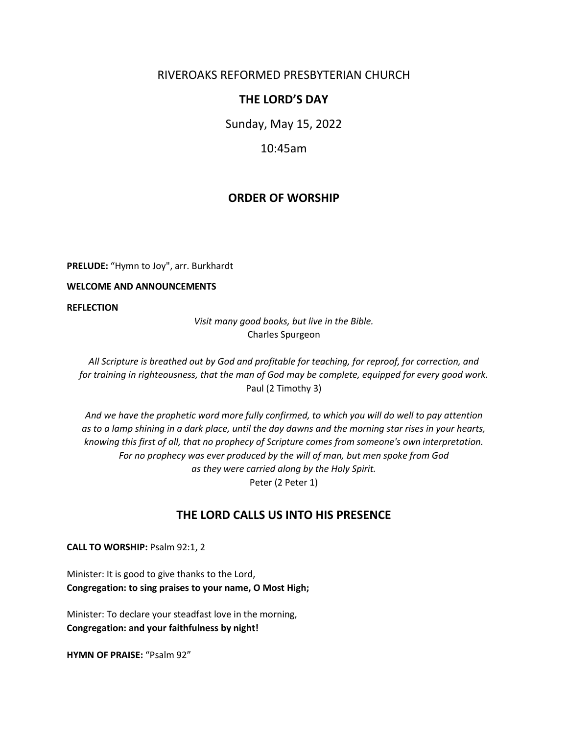# RIVEROAKS REFORMED PRESBYTERIAN CHURCH

## THE LORD'S DAY

Sunday, May 15, 2022

10:45am

## ORDER OF WORSHIP

**PRELUDE:** "Hymn to Joy", arr. Burkhardt

**WELCOME AND ANNOUNCEMENTS**

**REFLECTION**

*Visit many good books, but live in the Bible.*
Charles Spurgeon

*All Scripture is breathed out by God and profitable for teaching, for reproof, for correction, and for training in righteousness, that the man of God may be complete, equipped for every good work.*
Paul (2 Timothy 3)

*And we have the prophetic word more fully confirmed, to which you will do well to pay attention as to a lamp shining in a dark place, until the day dawns and the morning star rises in your hearts, knowing this first of all, that no prophecy of Scripture comes from someone's own interpretation. For no prophecy was ever produced by the will of man, but men spoke from God as they were carried along by the Holy Spirit.*
Peter (2 Peter 1)

## THE LORD CALLS US INTO HIS PRESENCE

**CALL TO WORSHIP:** Psalm 92:1, 2

Minister: It is good to give thanks to the Lord,
**Congregation: to sing praises to your name, O Most High;**

Minister: To declare your steadfast love in the morning,
**Congregation: and your faithfulness by night!**

**HYMN OF PRAISE:** "Psalm 92"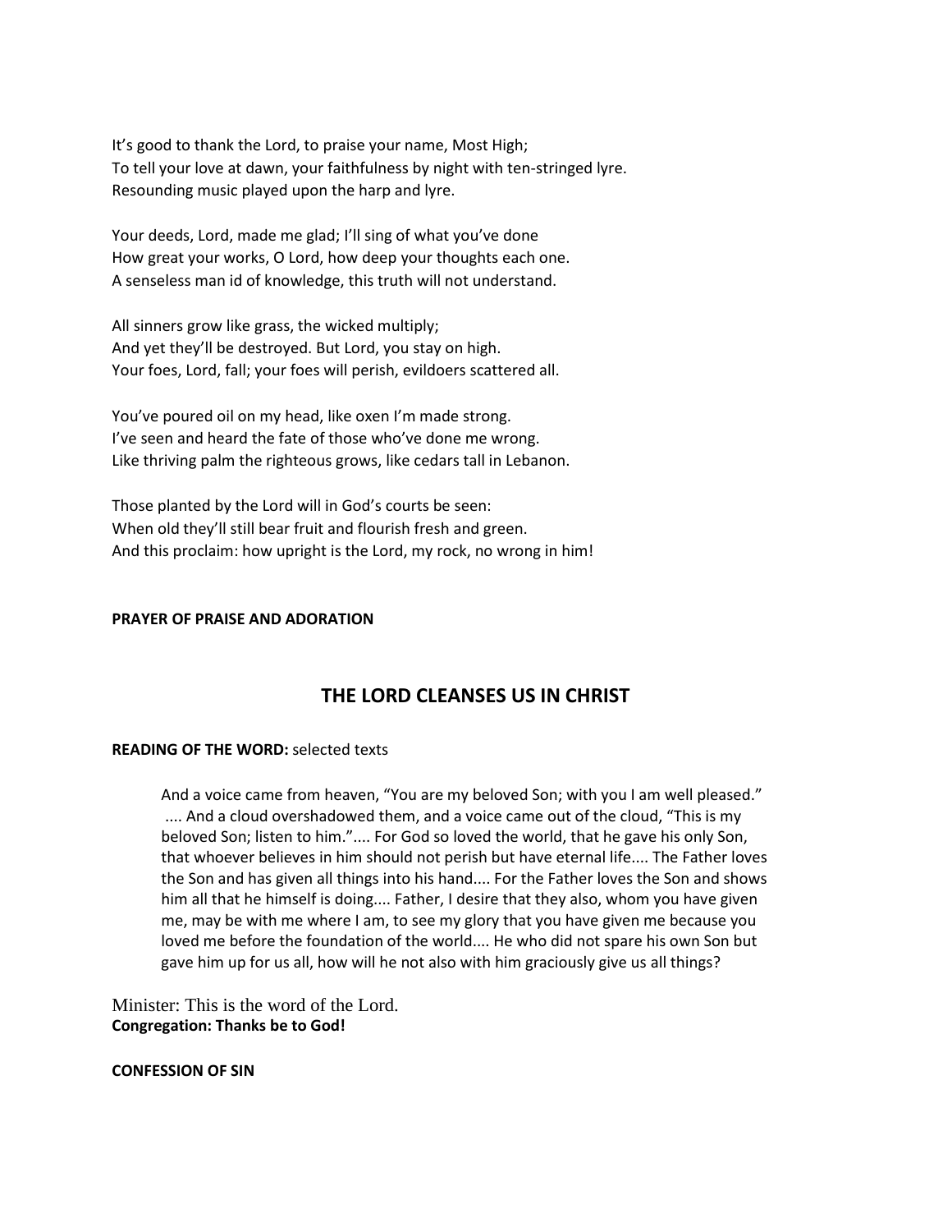It's good to thank the Lord, to praise your name, Most High;
To tell your love at dawn, your faithfulness by night with ten-stringed lyre.
Resounding music played upon the harp and lyre.

Your deeds, Lord, made me glad; I'll sing of what you've done
How great your works, O Lord, how deep your thoughts each one.
A senseless man id of knowledge, this truth will not understand.

All sinners grow like grass, the wicked multiply;
And yet they'll be destroyed. But Lord, you stay on high.
Your foes, Lord, fall; your foes will perish, evildoers scattered all.

You've poured oil on my head, like oxen I'm made strong.
I've seen and heard the fate of those who've done me wrong.
Like thriving palm the righteous grows, like cedars tall in Lebanon.

Those planted by the Lord will in God's courts be seen:
When old they'll still bear fruit and flourish fresh and green.
And this proclaim: how upright is the Lord, my rock, no wrong in him!

**PRAYER OF PRAISE AND ADORATION**

## THE LORD CLEANSES US IN CHRIST

**READING OF THE WORD:** selected texts

> And a voice came from heaven, "You are my beloved Son; with you I am well pleased." .... And a cloud overshadowed them, and a voice came out of the cloud, "This is my beloved Son; listen to him.".... For God so loved the world, that he gave his only Son, that whoever believes in him should not perish but have eternal life.... The Father loves the Son and has given all things into his hand.... For the Father loves the Son and shows him all that he himself is doing.... Father, I desire that they also, whom you have given me, may be with me where I am, to see my glory that you have given me because you loved me before the foundation of the world.... He who did not spare his own Son but gave him up for us all, how will he not also with him graciously give us all things?

Minister: This is the word of the Lord.
**Congregation: Thanks be to God!**

**CONFESSION OF SIN**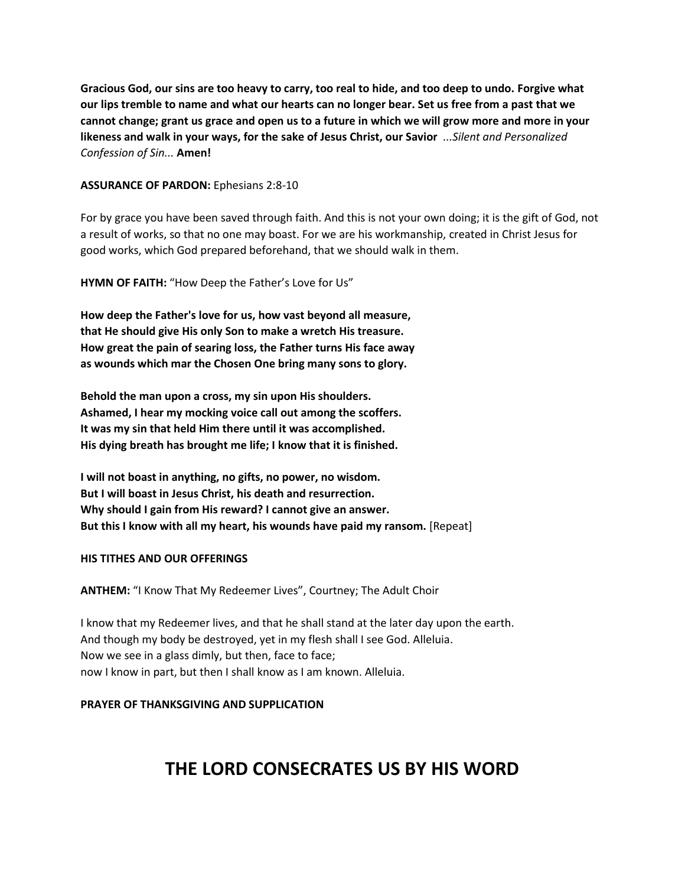**Gracious God, our sins are too heavy to carry, too real to hide, and too deep to undo. Forgive what our lips tremble to name and what our hearts can no longer bear. Set us free from a past that we cannot change; grant us grace and open us to a future in which we will grow more and more in your likeness and walk in your ways, for the sake of Jesus Christ, our Savior** *...Silent and Personalized Confession of Sin...* **Amen!**

**ASSURANCE OF PARDON:** Ephesians 2:8-10

For by grace you have been saved through faith. And this is not your own doing; it is the gift of God, not a result of works, so that no one may boast. For we are his workmanship, created in Christ Jesus for good works, which God prepared beforehand, that we should walk in them.

**HYMN OF FAITH:** "How Deep the Father's Love for Us"

**How deep the Father's love for us, how vast beyond all measure,**
**that He should give His only Son to make a wretch His treasure.**
**How great the pain of searing loss, the Father turns His face away**
**as wounds which mar the Chosen One bring many sons to glory.**

**Behold the man upon a cross, my sin upon His shoulders.**
**Ashamed, I hear my mocking voice call out among the scoffers.**
**It was my sin that held Him there until it was accomplished.**
**His dying breath has brought me life; I know that it is finished.**

**I will not boast in anything, no gifts, no power, no wisdom.**
**But I will boast in Jesus Christ, his death and resurrection.**
**Why should I gain from His reward? I cannot give an answer.**
**But this I know with all my heart, his wounds have paid my ransom.** [Repeat]

**HIS TITHES AND OUR OFFERINGS**

**ANTHEM:** "I Know That My Redeemer Lives", Courtney; The Adult Choir

I know that my Redeemer lives, and that he shall stand at the later day upon the earth.
And though my body be destroyed, yet in my flesh shall I see God. Alleluia.
Now we see in a glass dimly, but then, face to face;
now I know in part, but then I shall know as I am known. Alleluia.

**PRAYER OF THANKSGIVING AND SUPPLICATION**

# THE LORD CONSECRATES US BY HIS WORD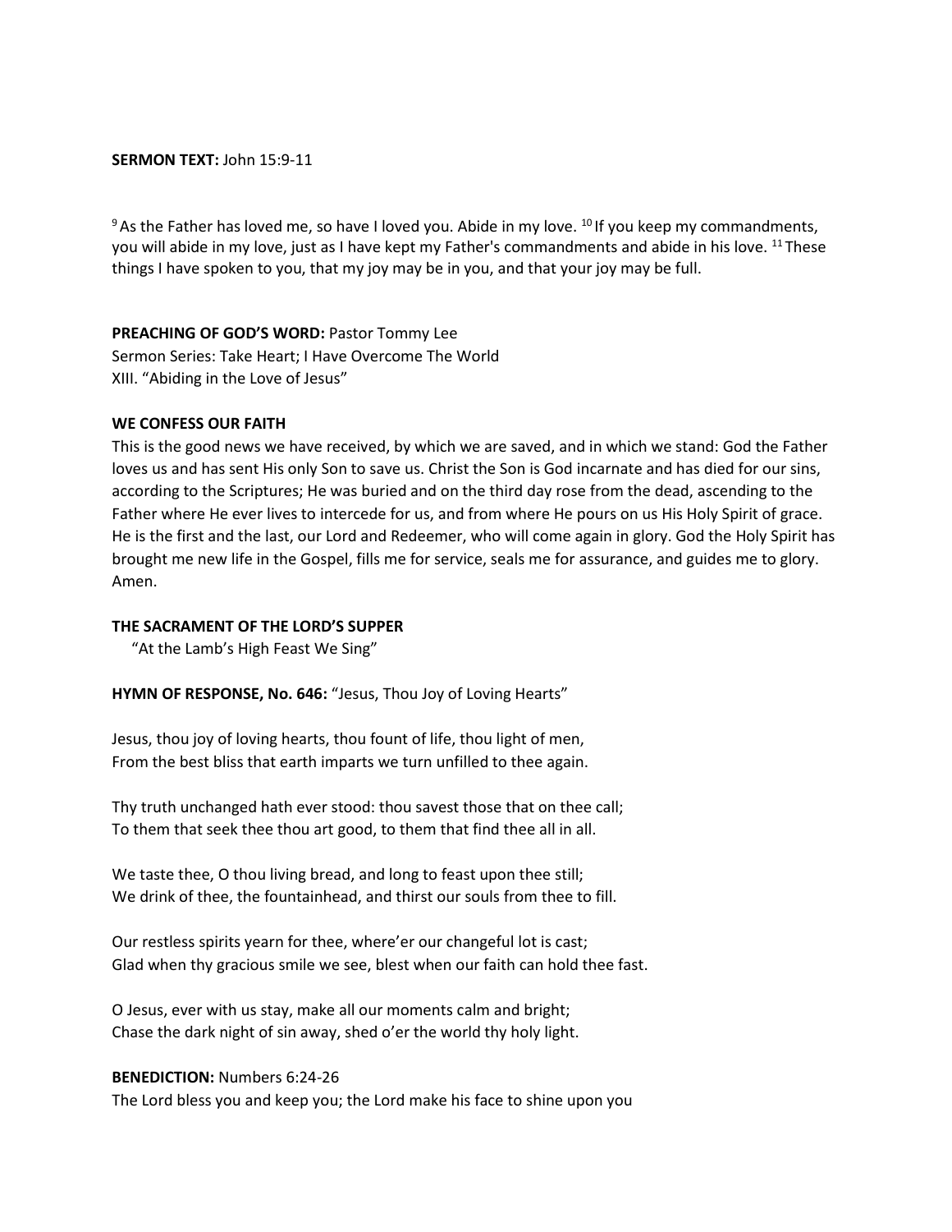**SERMON TEXT:** John 15:9-11

[9] As the Father has loved me, so have I loved you. Abide in my love. [10] If you keep my commandments, you will abide in my love, just as I have kept my Father's commandments and abide in his love. [11] These things I have spoken to you, that my joy may be in you, and that your joy may be full.

**PREACHING OF GOD'S WORD:** Pastor Tommy Lee
Sermon Series: Take Heart; I Have Overcome The World
XIII. "Abiding in the Love of Jesus"

**WE CONFESS OUR FAITH**

This is the good news we have received, by which we are saved, and in which we stand: God the Father loves us and has sent His only Son to save us. Christ the Son is God incarnate and has died for our sins, according to the Scriptures; He was buried and on the third day rose from the dead, ascending to the Father where He ever lives to intercede for us, and from where He pours on us His Holy Spirit of grace. He is the first and the last, our Lord and Redeemer, who will come again in glory. God the Holy Spirit has brought me new life in the Gospel, fills me for service, seals me for assurance, and guides me to glory. Amen.

**THE SACRAMENT OF THE LORD'S SUPPER**

"At the Lamb's High Feast We Sing"

**HYMN OF RESPONSE, No. 646:** "Jesus, Thou Joy of Loving Hearts"

Jesus, thou joy of loving hearts, thou fount of life, thou light of men,
From the best bliss that earth imparts we turn unfilled to thee again.

Thy truth unchanged hath ever stood: thou savest those that on thee call;
To them that seek thee thou art good, to them that find thee all in all.

We taste thee, O thou living bread, and long to feast upon thee still;
We drink of thee, the fountainhead, and thirst our souls from thee to fill.

Our restless spirits yearn for thee, where'er our changeful lot is cast;
Glad when thy gracious smile we see, blest when our faith can hold thee fast.

O Jesus, ever with us stay, make all our moments calm and bright;
Chase the dark night of sin away, shed o'er the world thy holy light.

**BENEDICTION:** Numbers 6:24-26

The Lord bless you and keep you; the Lord make his face to shine upon you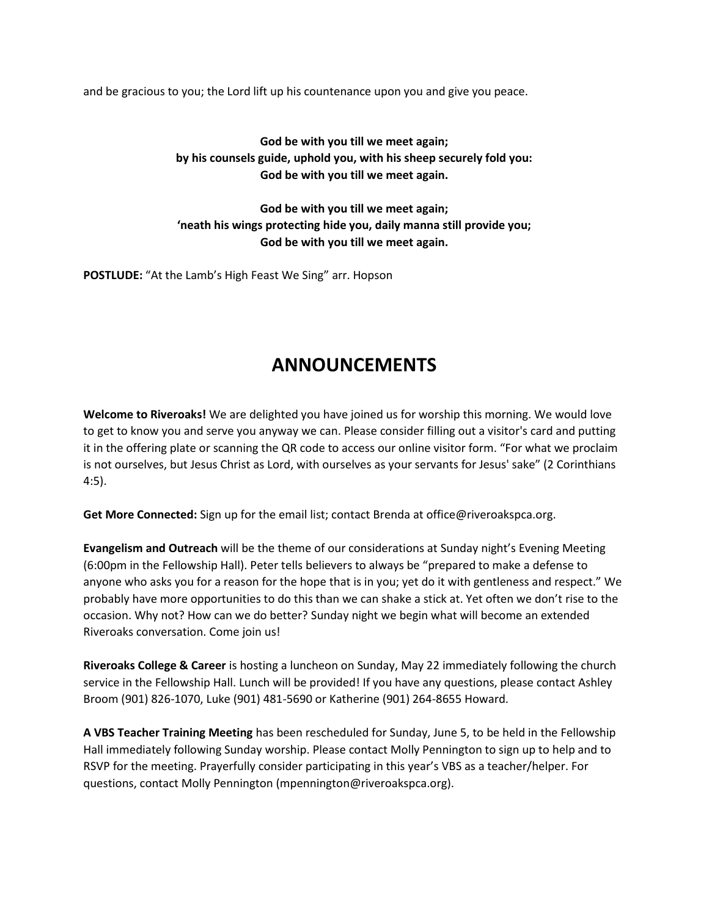and be gracious to you; the Lord lift up his countenance upon you and give you peace.

**God be with you till we meet again;**
**by his counsels guide, uphold you, with his sheep securely fold you:**
**God be with you till we meet again.**

**God be with you till we meet again;**
**'neath his wings protecting hide you, daily manna still provide you;**
**God be with you till we meet again.**

**POSTLUDE:** "At the Lamb's High Feast We Sing" arr. Hopson

# ANNOUNCEMENTS

**Welcome to Riveroaks!** We are delighted you have joined us for worship this morning. We would love to get to know you and serve you anyway we can. Please consider filling out a visitor's card and putting it in the offering plate or scanning the QR code to access our online visitor form. "For what we proclaim is not ourselves, but Jesus Christ as Lord, with ourselves as your servants for Jesus' sake" (2 Corinthians 4:5).

**Get More Connected:** Sign up for the email list; contact Brenda at office@riveroakspca.org.

**Evangelism and Outreach** will be the theme of our considerations at Sunday night's Evening Meeting (6:00pm in the Fellowship Hall). Peter tells believers to always be "prepared to make a defense to anyone who asks you for a reason for the hope that is in you; yet do it with gentleness and respect." We probably have more opportunities to do this than we can shake a stick at. Yet often we don't rise to the occasion. Why not? How can we do better? Sunday night we begin what will become an extended Riveroaks conversation. Come join us!

**Riveroaks College & Career** is hosting a luncheon on Sunday, May 22 immediately following the church service in the Fellowship Hall. Lunch will be provided! If you have any questions, please contact Ashley Broom (901) 826-1070, Luke (901) 481-5690 or Katherine (901) 264-8655 Howard.

**A VBS Teacher Training Meeting** has been rescheduled for Sunday, June 5, to be held in the Fellowship Hall immediately following Sunday worship. Please contact Molly Pennington to sign up to help and to RSVP for the meeting. Prayerfully consider participating in this year's VBS as a teacher/helper. For questions, contact Molly Pennington (mpennington@riveroakspca.org).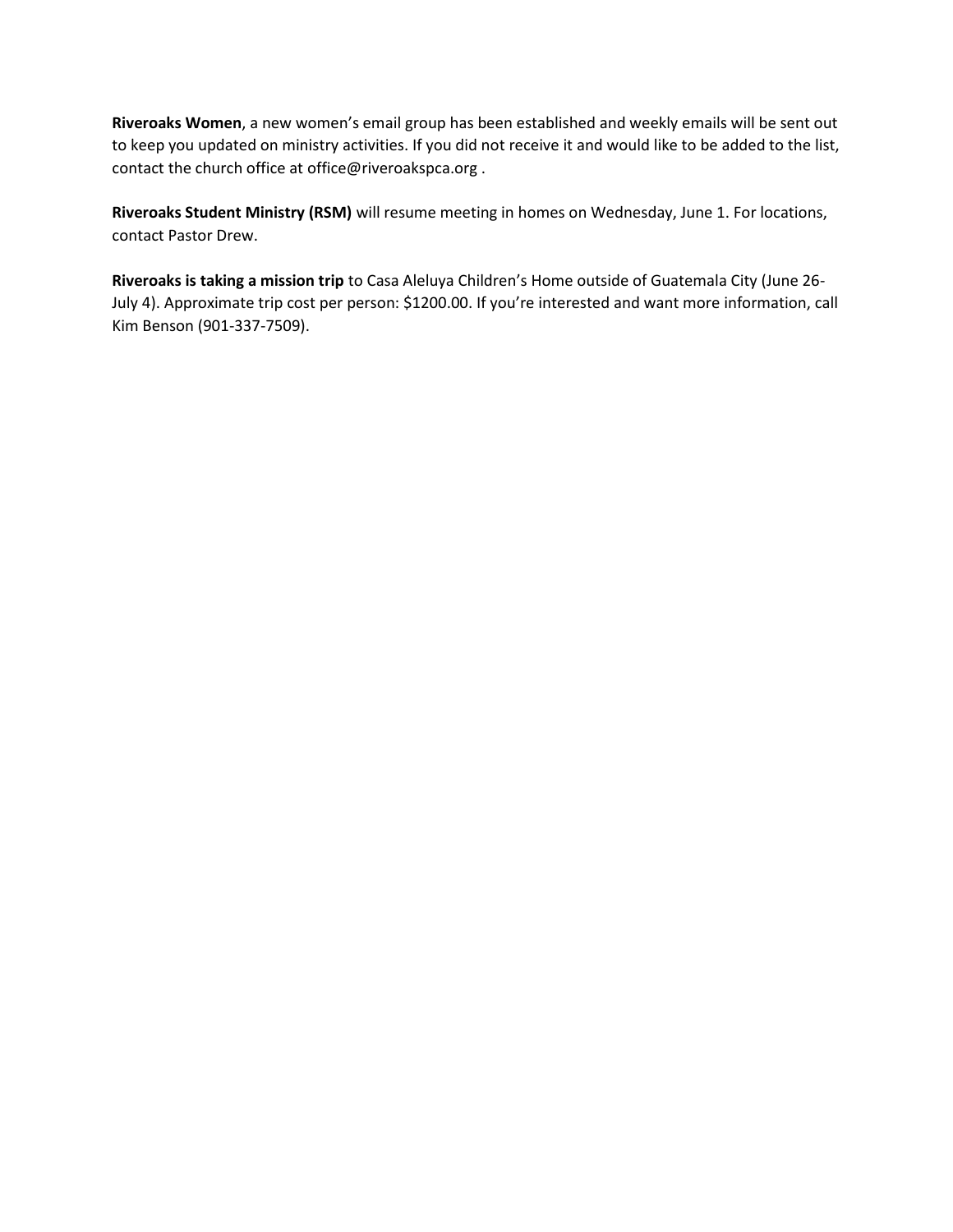**Riveroaks Women**, a new women's email group has been established and weekly emails will be sent out to keep you updated on ministry activities. If you did not receive it and would like to be added to the list, contact the church office at office@riveroakspca.org .

**Riveroaks Student Ministry (RSM)** will resume meeting in homes on Wednesday, June 1. For locations, contact Pastor Drew.

**Riveroaks is taking a mission trip** to Casa Aleluya Children's Home outside of Guatemala City (June 26-July 4). Approximate trip cost per person: $1200.00. If you're interested and want more information, call Kim Benson (901-337-7509).